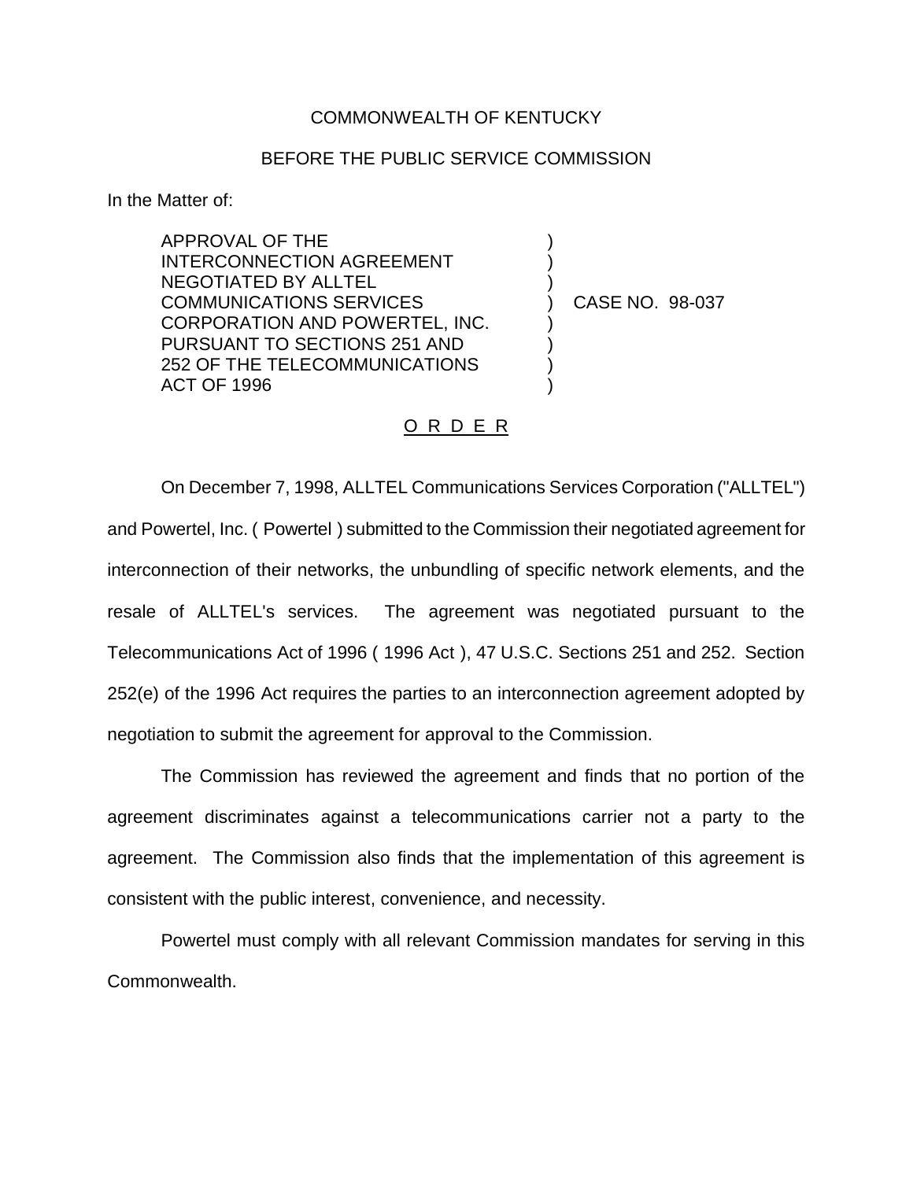COMMONWEALTH OF KENTUCKY

BEFORE THE PUBLIC SERVICE COMMISSION

In the Matter of:

APPROVAL OF THE INTERCONNECTION AGREEMENT NEGOTIATED BY ALLTEL COMMUNICATIONS SERVICES CORPORATION AND POWERTEL, INC. PURSUANT TO SECTIONS 251 AND 252 OF THE TELECOMMUNICATIONS ACT OF 1996 ) CASE NO. 98-037

O R D E R

On December 7, 1998, ALLTEL Communications Services Corporation ("ALLTEL") and Powertel, Inc. ( Powertel ) submitted to the Commission their negotiated agreement for interconnection of their networks, the unbundling of specific network elements, and the resale of ALLTEL's services. The agreement was negotiated pursuant to the Telecommunications Act of 1996 ( 1996 Act ), 47 U.S.C. Sections 251 and 252. Section 252(e) of the 1996 Act requires the parties to an interconnection agreement adopted by negotiation to submit the agreement for approval to the Commission.

The Commission has reviewed the agreement and finds that no portion of the agreement discriminates against a telecommunications carrier not a party to the agreement. The Commission also finds that the implementation of this agreement is consistent with the public interest, convenience, and necessity.

Powertel must comply with all relevant Commission mandates for serving in this Commonwealth.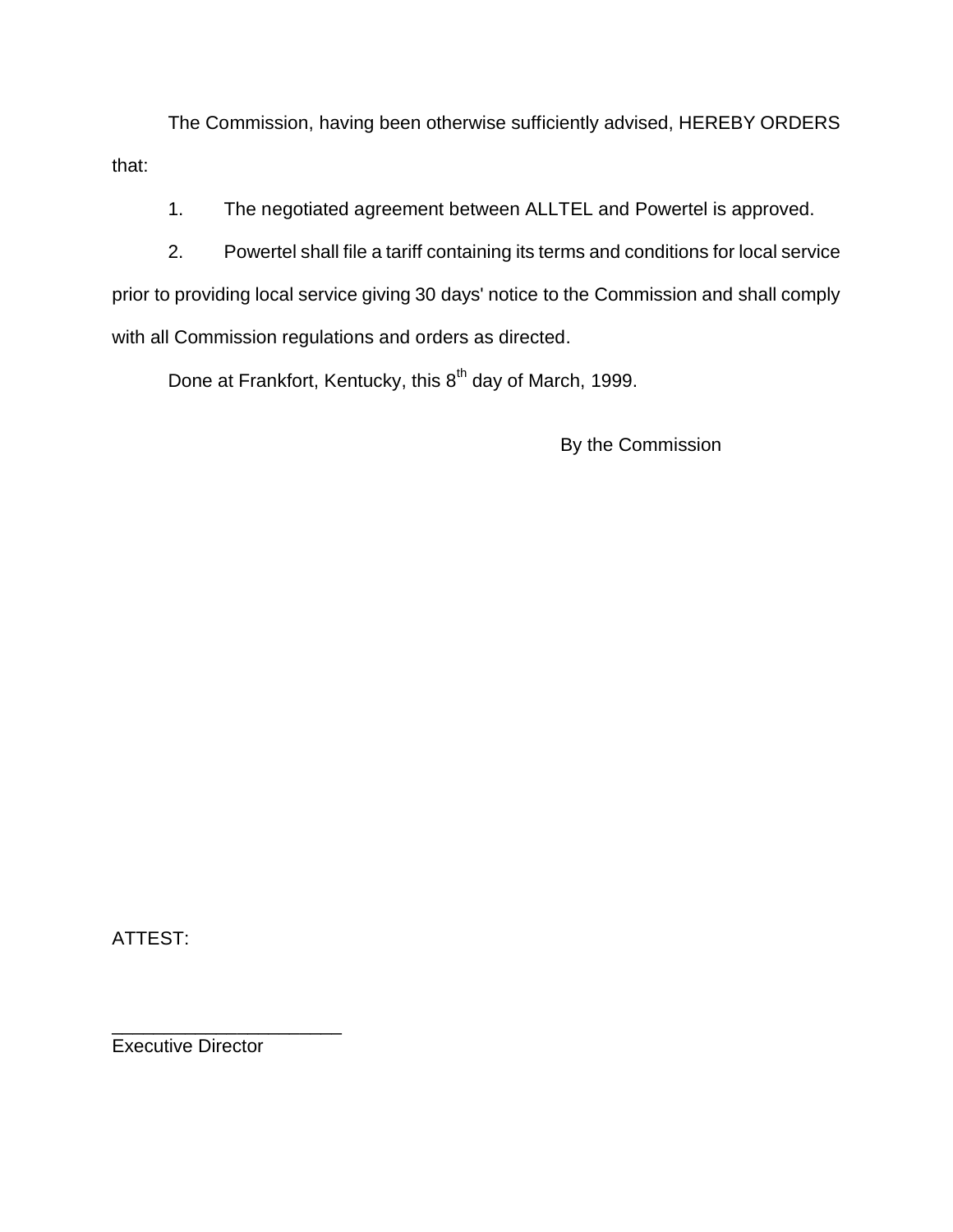The Commission, having been otherwise sufficiently advised, HEREBY ORDERS that:

1. The negotiated agreement between ALLTEL and Powertel is approved.

2. Powertel shall file a tariff containing its terms and conditions for local service prior to providing local service giving 30 days' notice to the Commission and shall comply with all Commission regulations and orders as directed.

Done at Frankfort, Kentucky, this 8th day of March, 1999.

By the Commission

ATTEST:

______________________
Executive Director